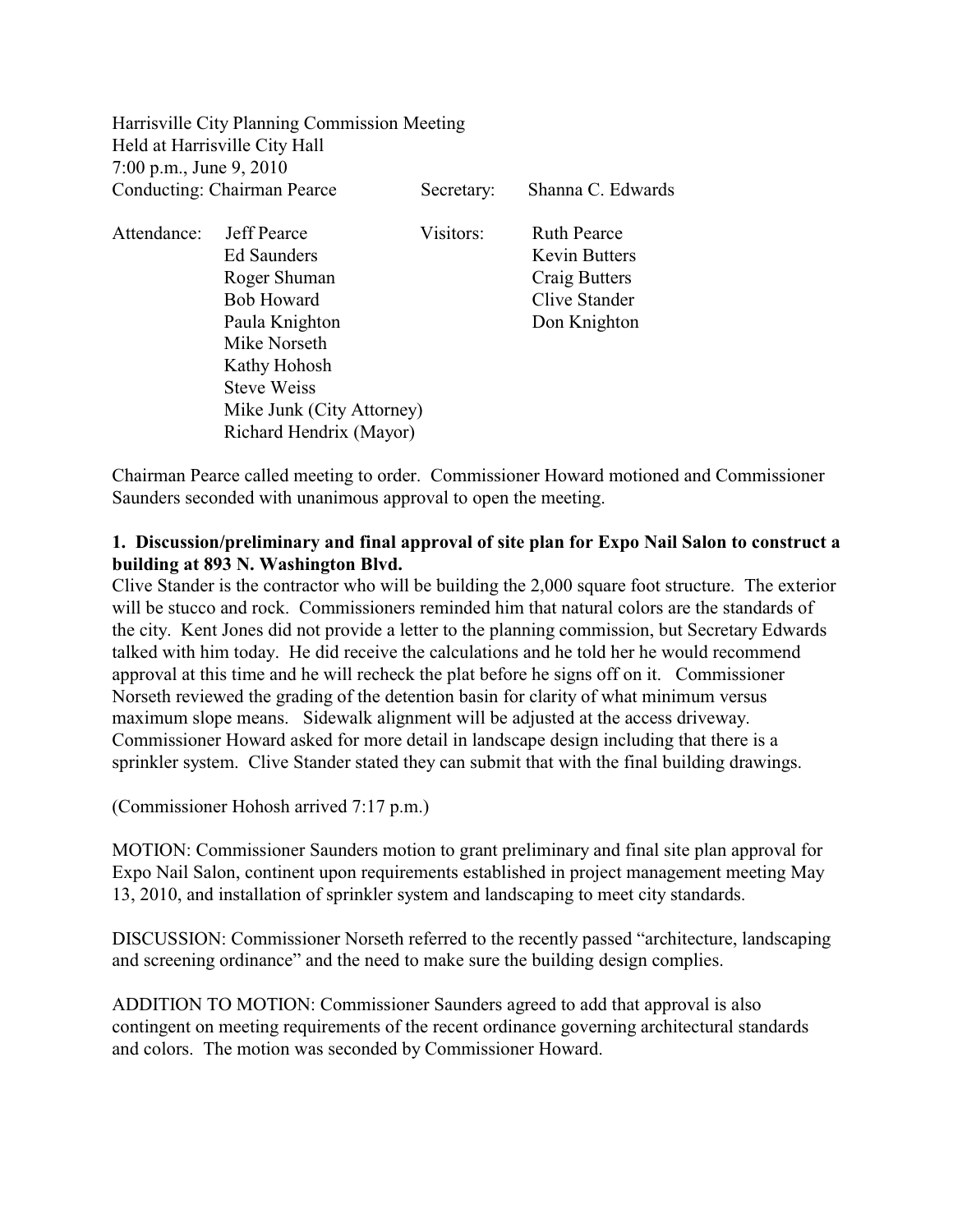Harrisville City Planning Commission Meeting
Held at Harrisville City Hall
7:00 p.m., June 9, 2010
Conducting: Chairman Pearce Secretary: Shanna C. Edwards

| Attendance: | | Visitors: | |
|---|---|---|---|
| | Jeff Pearce | | Ruth Pearce |
| | Ed Saunders | | Kevin Butters |
| | Roger Shuman | | Craig Butters |
| | Bob Howard | | Clive Stander |
| | Paula Knighton | | Don Knighton |
| | Mike Norseth | | |
| | Kathy Hohosh | | |
| | Steve Weiss | | |
| | Mike Junk (City Attorney) | | |
| | Richard Hendrix (Mayor) | | |

Chairman Pearce called meeting to order. Commissioner Howard motioned and Commissioner Saunders seconded with unanimous approval to open the meeting.

**1. Discussion/preliminary and final approval of site plan for Expo Nail Salon to construct a building at 893 N. Washington Blvd.**

Clive Stander is the contractor who will be building the 2,000 square foot structure. The exterior will be stucco and rock. Commissioners reminded him that natural colors are the standards of the city. Kent Jones did not provide a letter to the planning commission, but Secretary Edwards talked with him today. He did receive the calculations and he told her he would recommend approval at this time and he will recheck the plat before he signs off on it. Commissioner Norseth reviewed the grading of the detention basin for clarity of what minimum versus maximum slope means. Sidewalk alignment will be adjusted at the access driveway. Commissioner Howard asked for more detail in landscape design including that there is a sprinkler system. Clive Stander stated they can submit that with the final building drawings.

(Commissioner Hohosh arrived 7:17 p.m.)

MOTION: Commissioner Saunders motion to grant preliminary and final site plan approval for Expo Nail Salon, continent upon requirements established in project management meeting May 13, 2010, and installation of sprinkler system and landscaping to meet city standards.

DISCUSSION: Commissioner Norseth referred to the recently passed "architecture, landscaping and screening ordinance" and the need to make sure the building design complies.

ADDITION TO MOTION: Commissioner Saunders agreed to add that approval is also contingent on meeting requirements of the recent ordinance governing architectural standards and colors. The motion was seconded by Commissioner Howard.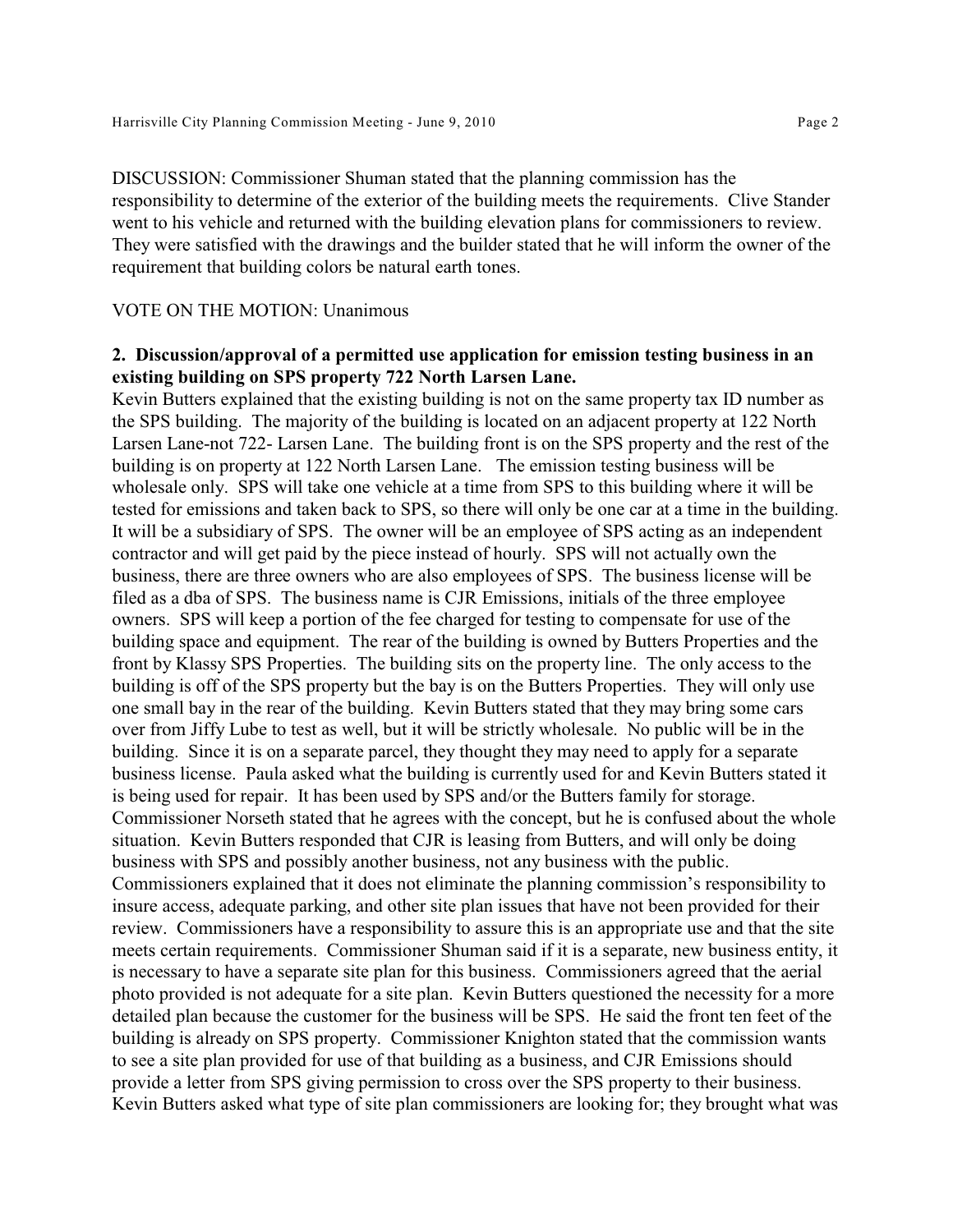DISCUSSION: Commissioner Shuman stated that the planning commission has the responsibility to determine of the exterior of the building meets the requirements. Clive Stander went to his vehicle and returned with the building elevation plans for commissioners to review. They were satisfied with the drawings and the builder stated that he will inform the owner of the requirement that building colors be natural earth tones.

VOTE ON THE MOTION: Unanimous

**2. Discussion/approval of a permitted use application for emission testing business in an existing building on SPS property 722 North Larsen Lane.**

Kevin Butters explained that the existing building is not on the same property tax ID number as the SPS building. The majority of the building is located on an adjacent property at 122 North Larsen Lane-not 722- Larsen Lane. The building front is on the SPS property and the rest of the building is on property at 122 North Larsen Lane. The emission testing business will be wholesale only. SPS will take one vehicle at a time from SPS to this building where it will be tested for emissions and taken back to SPS, so there will only be one car at a time in the building. It will be a subsidiary of SPS. The owner will be an employee of SPS acting as an independent contractor and will get paid by the piece instead of hourly. SPS will not actually own the business, there are three owners who are also employees of SPS. The business license will be filed as a dba of SPS. The business name is CJR Emissions, initials of the three employee owners. SPS will keep a portion of the fee charged for testing to compensate for use of the building space and equipment. The rear of the building is owned by Butters Properties and the front by Klassy SPS Properties. The building sits on the property line. The only access to the building is off of the SPS property but the bay is on the Butters Properties. They will only use one small bay in the rear of the building. Kevin Butters stated that they may bring some cars over from Jiffy Lube to test as well, but it will be strictly wholesale. No public will be in the building. Since it is on a separate parcel, they thought they may need to apply for a separate business license. Paula asked what the building is currently used for and Kevin Butters stated it is being used for repair. It has been used by SPS and/or the Butters family for storage. Commissioner Norseth stated that he agrees with the concept, but he is confused about the whole situation. Kevin Butters responded that CJR is leasing from Butters, and will only be doing business with SPS and possibly another business, not any business with the public. Commissioners explained that it does not eliminate the planning commission's responsibility to insure access, adequate parking, and other site plan issues that have not been provided for their review. Commissioners have a responsibility to assure this is an appropriate use and that the site meets certain requirements. Commissioner Shuman said if it is a separate, new business entity, it is necessary to have a separate site plan for this business. Commissioners agreed that the aerial photo provided is not adequate for a site plan. Kevin Butters questioned the necessity for a more detailed plan because the customer for the business will be SPS. He said the front ten feet of the building is already on SPS property. Commissioner Knighton stated that the commission wants to see a site plan provided for use of that building as a business, and CJR Emissions should provide a letter from SPS giving permission to cross over the SPS property to their business. Kevin Butters asked what type of site plan commissioners are looking for; they brought what was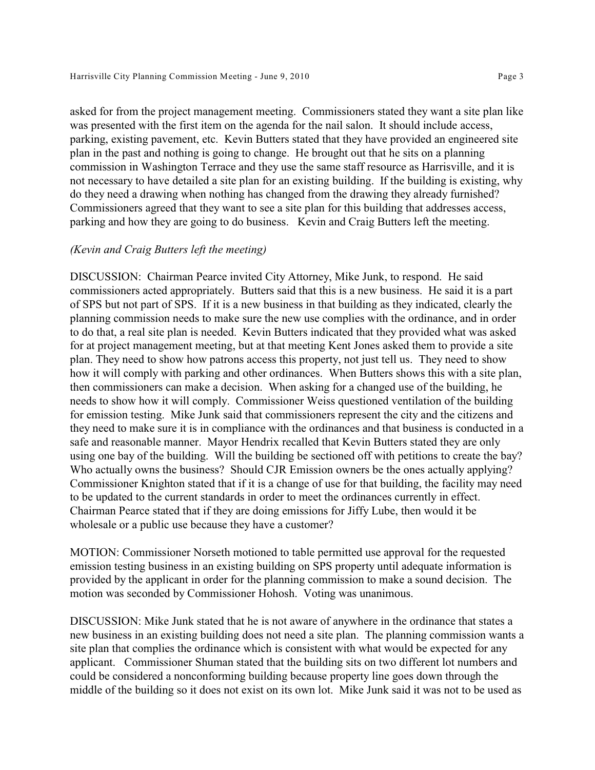asked for from the project management meeting. Commissioners stated they want a site plan like was presented with the first item on the agenda for the nail salon. It should include access, parking, existing pavement, etc. Kevin Butters stated that they have provided an engineered site plan in the past and nothing is going to change. He brought out that he sits on a planning commission in Washington Terrace and they use the same staff resource as Harrisville, and it is not necessary to have detailed a site plan for an existing building. If the building is existing, why do they need a drawing when nothing has changed from the drawing they already furnished? Commissioners agreed that they want to see a site plan for this building that addresses access, parking and how they are going to do business. Kevin and Craig Butters left the meeting.

*(Kevin and Craig Butters left the meeting)*

DISCUSSION: Chairman Pearce invited City Attorney, Mike Junk, to respond. He said commissioners acted appropriately. Butters said that this is a new business. He said it is a part of SPS but not part of SPS. If it is a new business in that building as they indicated, clearly the planning commission needs to make sure the new use complies with the ordinance, and in order to do that, a real site plan is needed. Kevin Butters indicated that they provided what was asked for at project management meeting, but at that meeting Kent Jones asked them to provide a site plan. They need to show how patrons access this property, not just tell us. They need to show how it will comply with parking and other ordinances. When Butters shows this with a site plan, then commissioners can make a decision. When asking for a changed use of the building, he needs to show how it will comply. Commissioner Weiss questioned ventilation of the building for emission testing. Mike Junk said that commissioners represent the city and the citizens and they need to make sure it is in compliance with the ordinances and that business is conducted in a safe and reasonable manner. Mayor Hendrix recalled that Kevin Butters stated they are only using one bay of the building. Will the building be sectioned off with petitions to create the bay? Who actually owns the business? Should CJR Emission owners be the ones actually applying? Commissioner Knighton stated that if it is a change of use for that building, the facility may need to be updated to the current standards in order to meet the ordinances currently in effect. Chairman Pearce stated that if they are doing emissions for Jiffy Lube, then would it be wholesale or a public use because they have a customer?

MOTION: Commissioner Norseth motioned to table permitted use approval for the requested emission testing business in an existing building on SPS property until adequate information is provided by the applicant in order for the planning commission to make a sound decision. The motion was seconded by Commissioner Hohosh. Voting was unanimous.

DISCUSSION: Mike Junk stated that he is not aware of anywhere in the ordinance that states a new business in an existing building does not need a site plan. The planning commission wants a site plan that complies the ordinance which is consistent with what would be expected for any applicant. Commissioner Shuman stated that the building sits on two different lot numbers and could be considered a nonconforming building because property line goes down through the middle of the building so it does not exist on its own lot. Mike Junk said it was not to be used as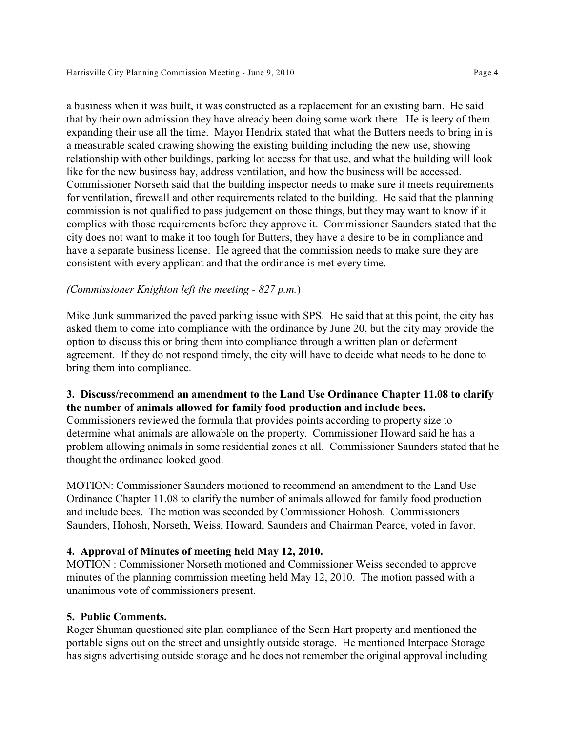a business when it was built, it was constructed as a replacement for an existing barn. He said that by their own admission they have already been doing some work there. He is leery of them expanding their use all the time. Mayor Hendrix stated that what the Butters needs to bring in is a measurable scaled drawing showing the existing building including the new use, showing relationship with other buildings, parking lot access for that use, and what the building will look like for the new business bay, address ventilation, and how the business will be accessed. Commissioner Norseth said that the building inspector needs to make sure it meets requirements for ventilation, firewall and other requirements related to the building. He said that the planning commission is not qualified to pass judgement on those things, but they may want to know if it complies with those requirements before they approve it. Commissioner Saunders stated that the city does not want to make it too tough for Butters, they have a desire to be in compliance and have a separate business license. He agreed that the commission needs to make sure they are consistent with every applicant and that the ordinance is met every time.

*(Commissioner Knighton left the meeting - 827 p.m.)*

Mike Junk summarized the paved parking issue with SPS. He said that at this point, the city has asked them to come into compliance with the ordinance by June 20, but the city may provide the option to discuss this or bring them into compliance through a written plan or deferment agreement. If they do not respond timely, the city will have to decide what needs to be done to bring them into compliance.

**3. Discuss/recommend an amendment to the Land Use Ordinance Chapter 11.08 to clarify the number of animals allowed for family food production and include bees.**

Commissioners reviewed the formula that provides points according to property size to determine what animals are allowable on the property. Commissioner Howard said he has a problem allowing animals in some residential zones at all. Commissioner Saunders stated that he thought the ordinance looked good.

MOTION: Commissioner Saunders motioned to recommend an amendment to the Land Use Ordinance Chapter 11.08 to clarify the number of animals allowed for family food production and include bees. The motion was seconded by Commissioner Hohosh. Commissioners Saunders, Hohosh, Norseth, Weiss, Howard, Saunders and Chairman Pearce, voted in favor.

**4. Approval of Minutes of meeting held May 12, 2010.**

MOTION : Commissioner Norseth motioned and Commissioner Weiss seconded to approve minutes of the planning commission meeting held May 12, 2010. The motion passed with a unanimous vote of commissioners present.

**5. Public Comments.**

Roger Shuman questioned site plan compliance of the Sean Hart property and mentioned the portable signs out on the street and unsightly outside storage. He mentioned Interpace Storage has signs advertising outside storage and he does not remember the original approval including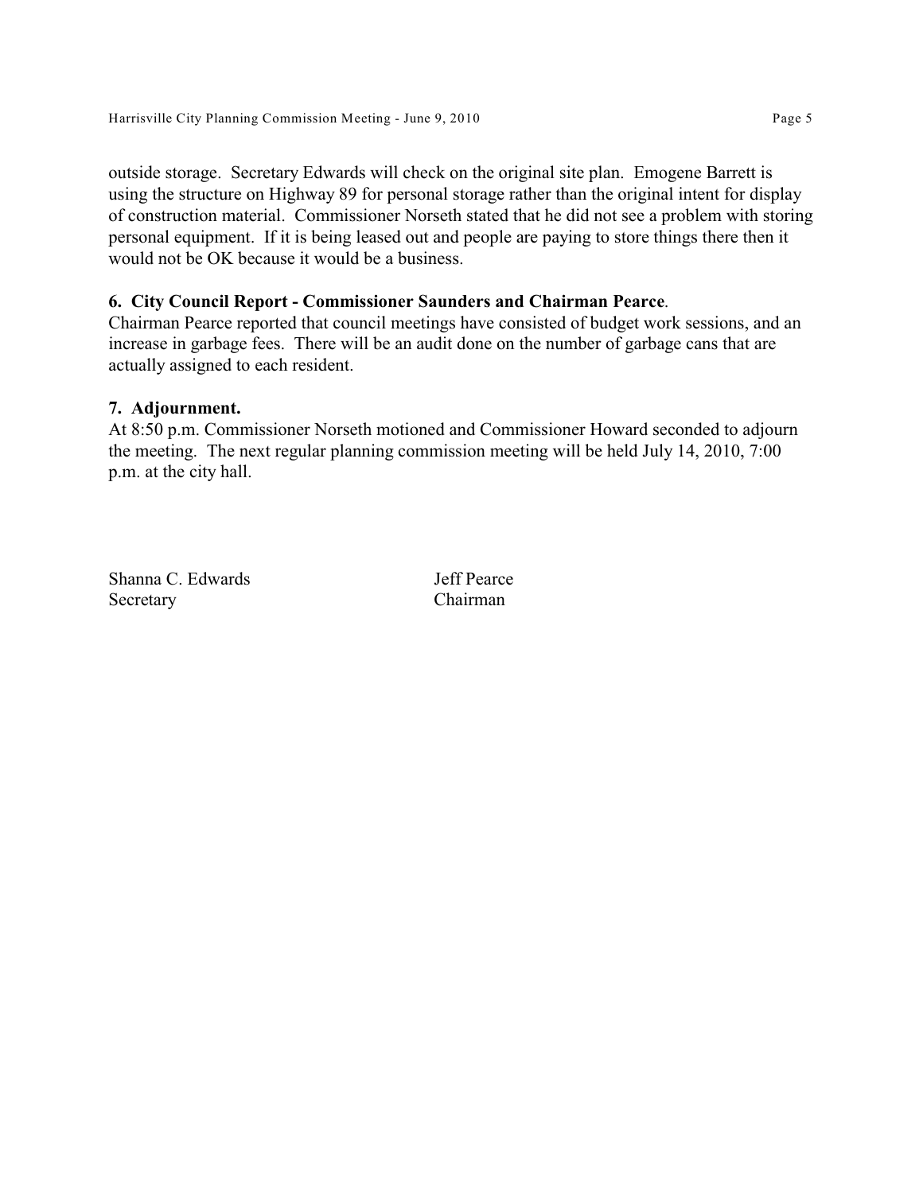outside storage. Secretary Edwards will check on the original site plan. Emogene Barrett is using the structure on Highway 89 for personal storage rather than the original intent for display of construction material. Commissioner Norseth stated that he did not see a problem with storing personal equipment. If it is being leased out and people are paying to store things there then it would not be OK because it would be a business.

**6. City Council Report - Commissioner Saunders and Chairman Pearce**.

Chairman Pearce reported that council meetings have consisted of budget work sessions, and an increase in garbage fees. There will be an audit done on the number of garbage cans that are actually assigned to each resident.

**7. Adjournment.**

At 8:50 p.m. Commissioner Norseth motioned and Commissioner Howard seconded to adjourn the meeting. The next regular planning commission meeting will be held July 14, 2010, 7:00 p.m. at the city hall.

Shanna C. Edwards
Secretary

Jeff Pearce
Chairman